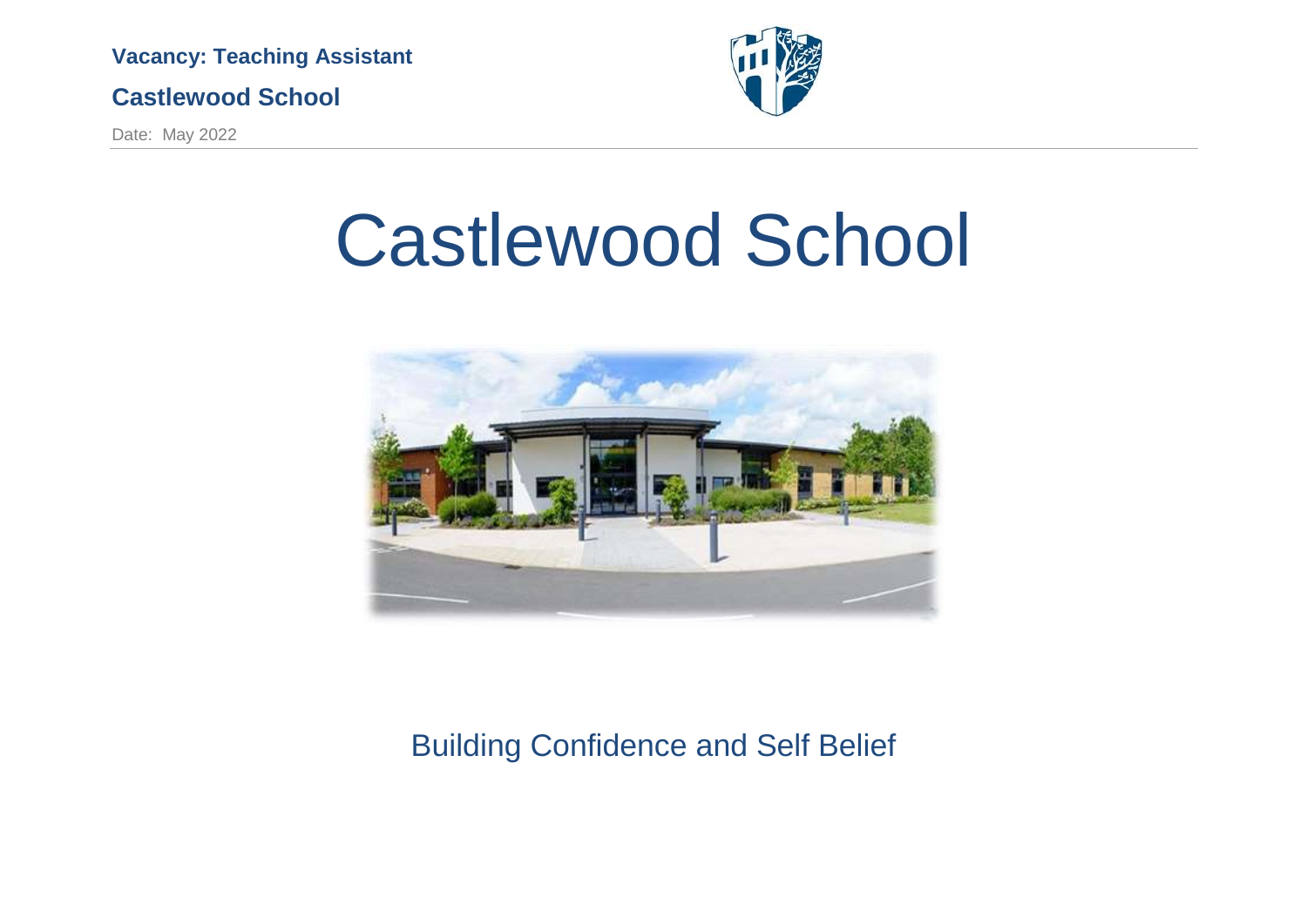**Vacancy: Teaching Assistant**

**Castlewood School**

Date: May 2022

# Castlewood School

Building Confidence and Self Belief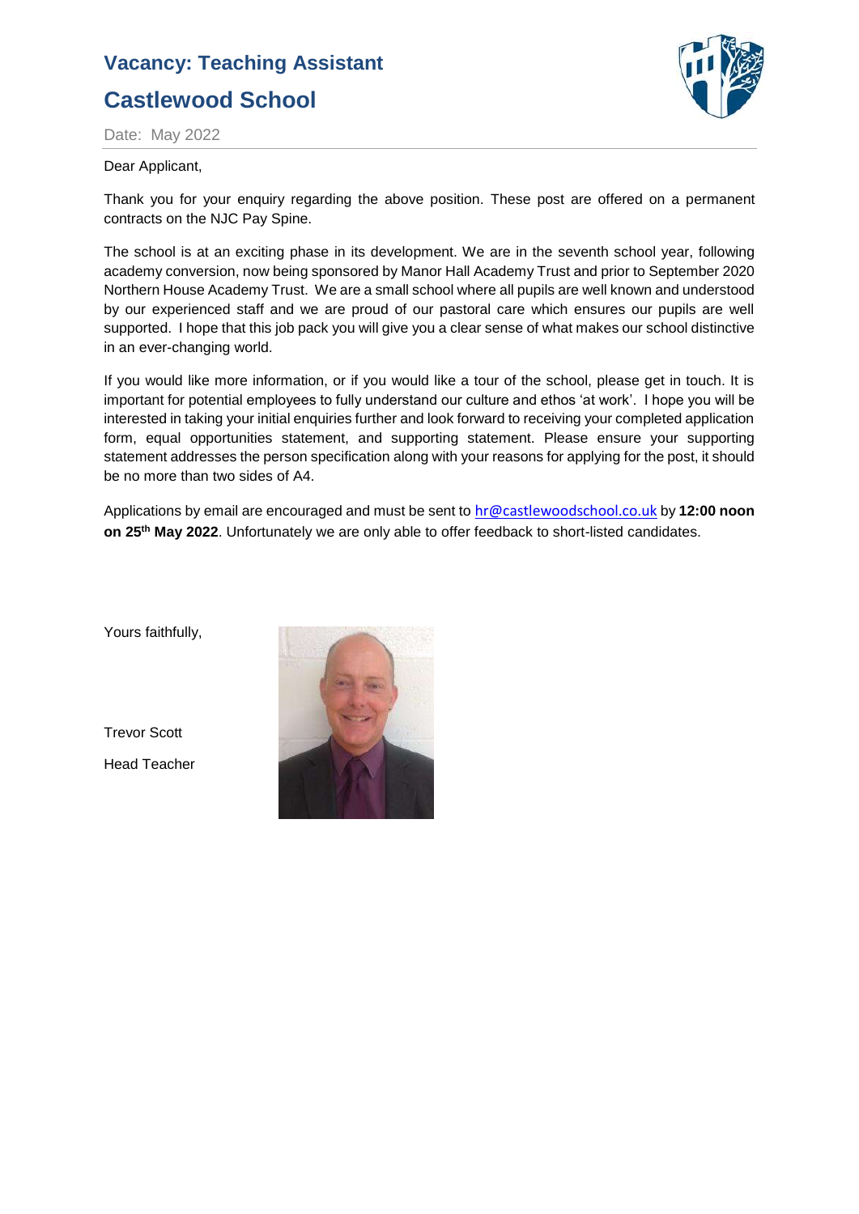# Vacancy: Teaching Assistant

# Castlewood School

Date: May 2022

Dear Applicant,

Thank you for your enquiry regarding the above position. These post are offered on a permanent contracts on the NJC Pay Spine.

The school is at an exciting phase in its development. We are in the seventh school year, following academy conversion, now being sponsored by Manor Hall Academy Trust and prior to September 2020 Northern House Academy Trust. We are a small school where all pupils are well known and understood by our experienced staff and we are proud of our pastoral care which ensures our pupils are well supported. I hope that this job pack you will give you a clear sense of what makes our school distinctive in an ever-changing world.

If you would like more information, or if you would like a tour of the school, please get in touch. It is important for potential employees to fully understand our culture and ethos 'at work'. I hope you will be interested in taking your initial enquiries further and look forward to receiving your completed application form, equal opportunities statement, and supporting statement. Please ensure your supporting statement addresses the person specification along with your reasons for applying for the post, it should be no more than two sides of A4.

Applications by email are encouraged and must be sent to hr@castlewoodschool.co.uk by **12:00 noon on 25th May 2022**. Unfortunately we are only able to offer feedback to short-listed candidates.

Yours faithfully,

Trevor Scott

Head Teacher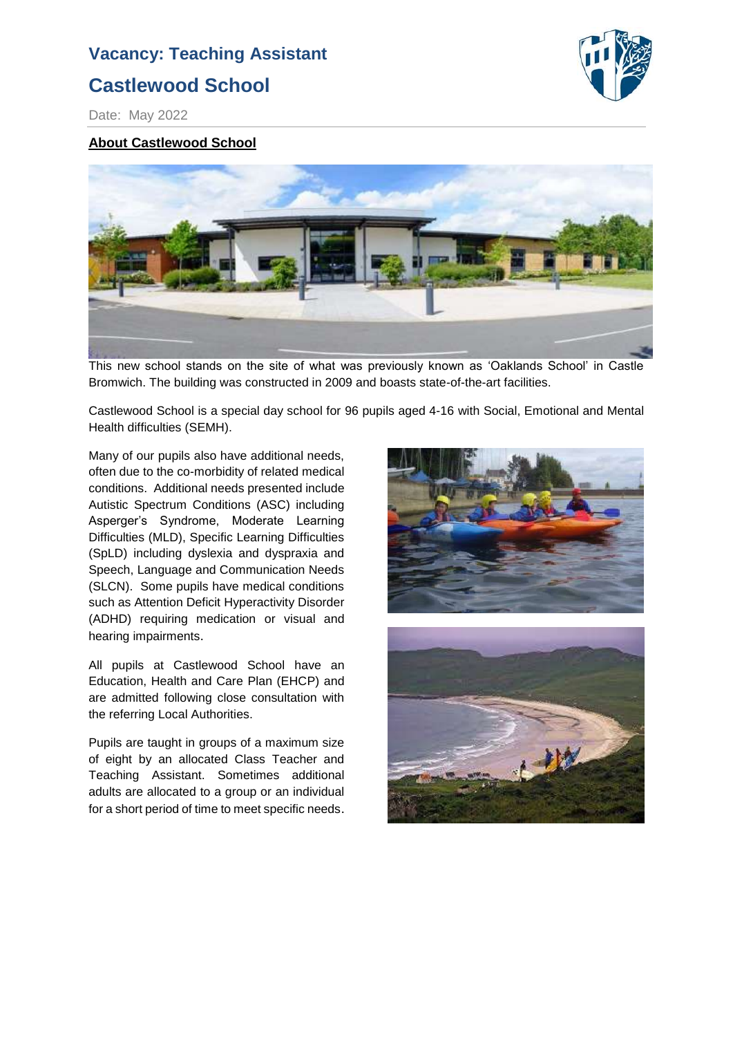# Vacancy: Teaching Assistant

## Castlewood School

Date: May 2022

**About Castlewood School**

This new school stands on the site of what was previously known as 'Oaklands School' in Castle Bromwich. The building was constructed in 2009 and boasts state-of-the-art facilities.

Castlewood School is a special day school for 96 pupils aged 4-16 with Social, Emotional and Mental Health difficulties (SEMH).

Many of our pupils also have additional needs, often due to the co-morbidity of related medical conditions. Additional needs presented include Autistic Spectrum Conditions (ASC) including Asperger's Syndrome, Moderate Learning Difficulties (MLD), Specific Learning Difficulties (SpLD) including dyslexia and dyspraxia and Speech, Language and Communication Needs (SLCN). Some pupils have medical conditions such as Attention Deficit Hyperactivity Disorder (ADHD) requiring medication or visual and hearing impairments.

All pupils at Castlewood School have an Education, Health and Care Plan (EHCP) and are admitted following close consultation with the referring Local Authorities.

Pupils are taught in groups of a maximum size of eight by an allocated Class Teacher and Teaching Assistant. Sometimes additional adults are allocated to a group or an individual for a short period of time to meet specific needs.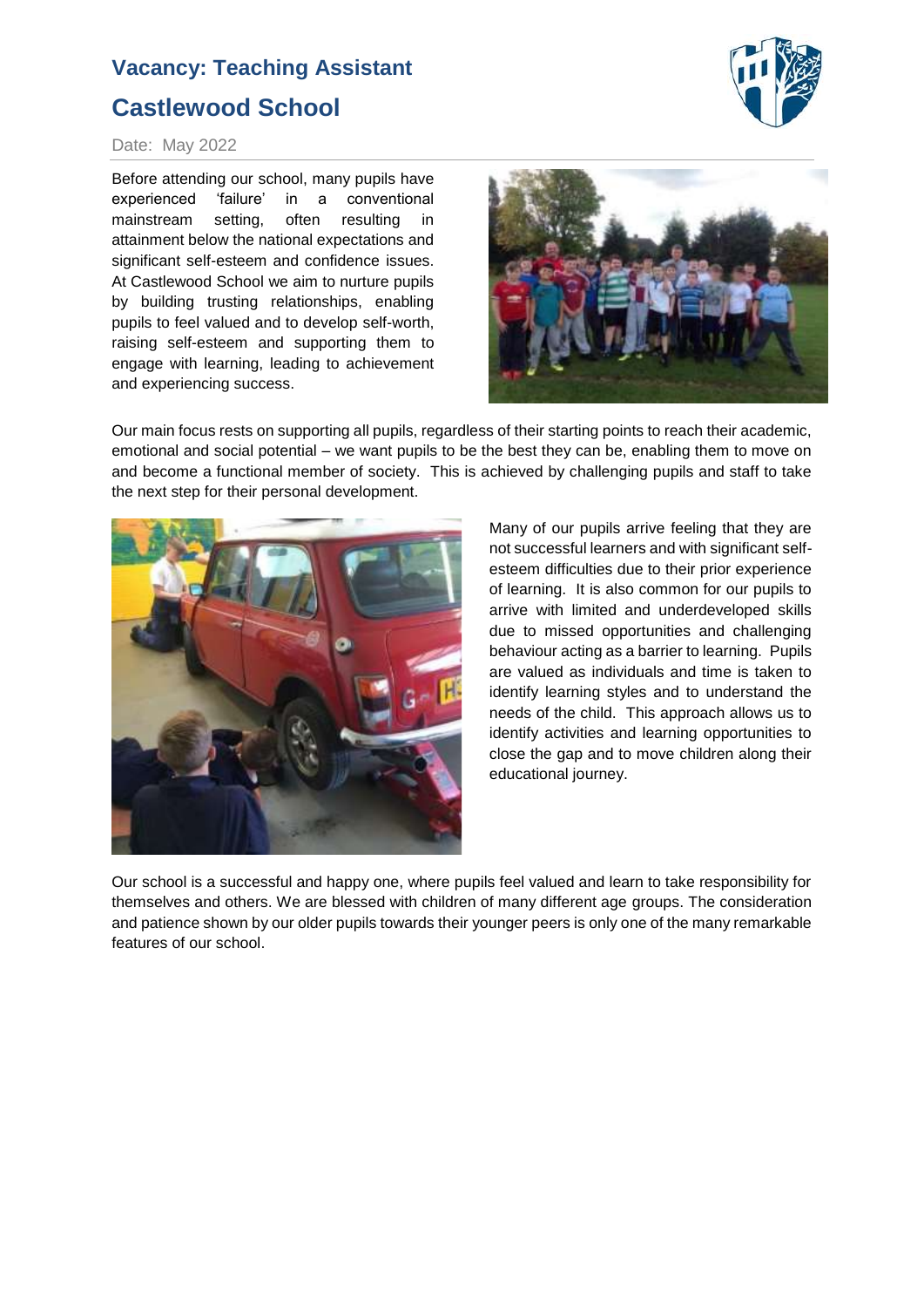# Vacancy: Teaching Assistant

## Castlewood School

Date: May 2022

Before attending our school, many pupils have experienced 'failure' in a conventional mainstream setting, often resulting in attainment below the national expectations and significant self-esteem and confidence issues. At Castlewood School we aim to nurture pupils by building trusting relationships, enabling pupils to feel valued and to develop self-worth, raising self-esteem and supporting them to engage with learning, leading to achievement and experiencing success.

Our main focus rests on supporting all pupils, regardless of their starting points to reach their academic, emotional and social potential – we want pupils to be the best they can be, enabling them to move on and become a functional member of society. This is achieved by challenging pupils and staff to take the next step for their personal development.

Many of our pupils arrive feeling that they are not successful learners and with significant self-esteem difficulties due to their prior experience of learning. It is also common for our pupils to arrive with limited and underdeveloped skills due to missed opportunities and challenging behaviour acting as a barrier to learning. Pupils are valued as individuals and time is taken to identify learning styles and to understand the needs of the child. This approach allows us to identify activities and learning opportunities to close the gap and to move children along their educational journey.

Our school is a successful and happy one, where pupils feel valued and learn to take responsibility for themselves and others. We are blessed with children of many different age groups. The consideration and patience shown by our older pupils towards their younger peers is only one of the many remarkable features of our school.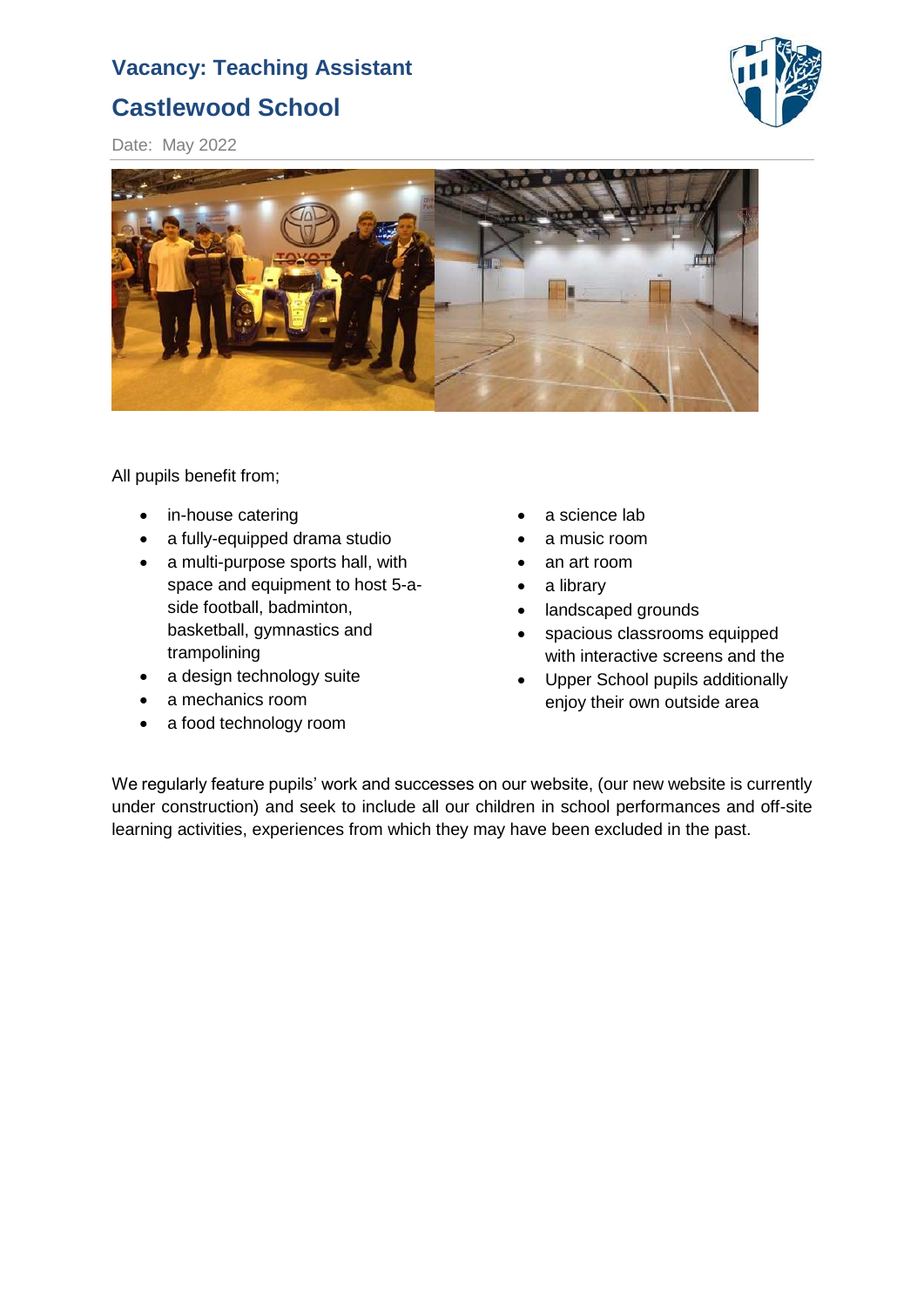## Vacancy: Teaching Assistant

## Castlewood School

Date: May 2022

All pupils benefit from;

- in-house catering
- a fully-equipped drama studio
- a multi-purpose sports hall, with space and equipment to host 5-a-side football, badminton, basketball, gymnastics and trampolining
- a design technology suite
- a mechanics room
- a food technology room
- a science lab
- a music room
- an art room
- a library
- landscaped grounds
- spacious classrooms equipped with interactive screens and the
- Upper School pupils additionally enjoy their own outside area

We regularly feature pupils' work and successes on our website, (our new website is currently under construction) and seek to include all our children in school performances and off-site learning activities, experiences from which they may have been excluded in the past.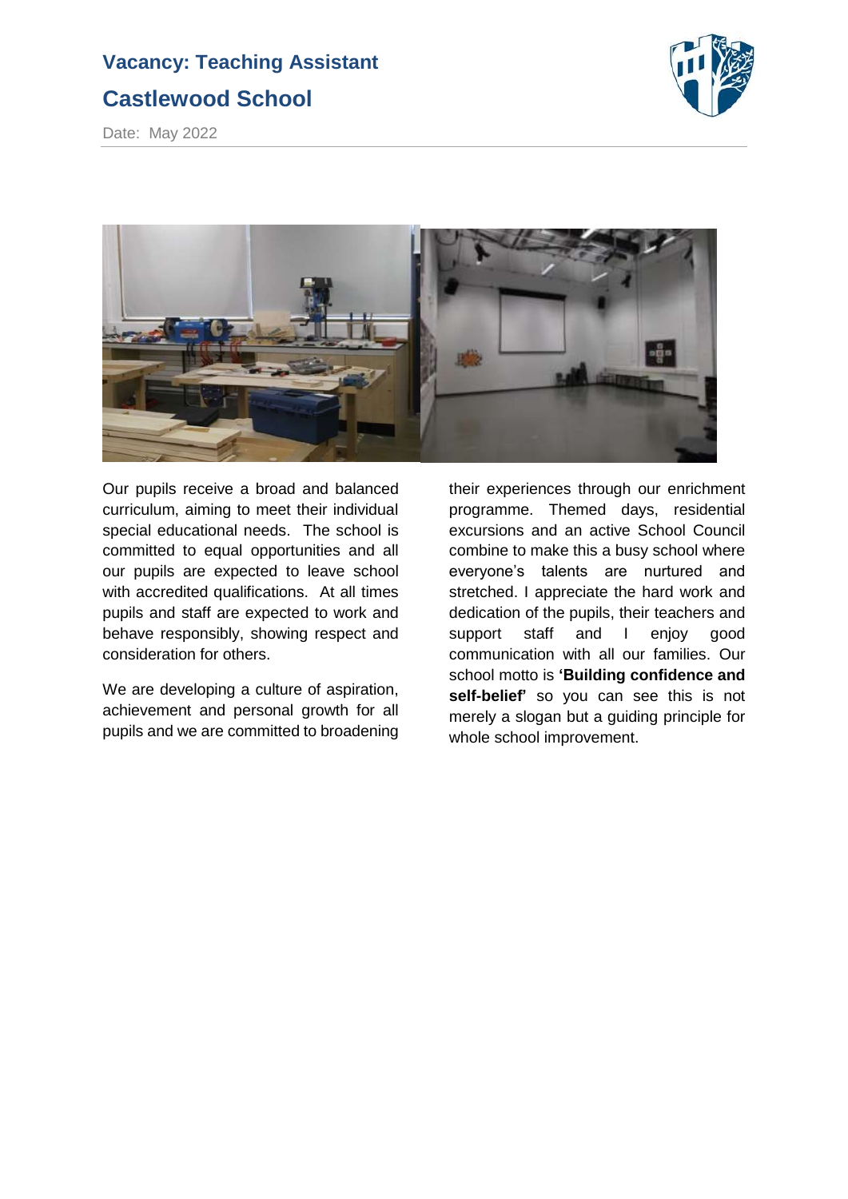# Vacancy: Teaching Assistant

## Castlewood School

Date: May 2022

Our pupils receive a broad and balanced curriculum, aiming to meet their individual special educational needs. The school is committed to equal opportunities and all our pupils are expected to leave school with accredited qualifications. At all times pupils and staff are expected to work and behave responsibly, showing respect and consideration for others.

We are developing a culture of aspiration, achievement and personal growth for all pupils and we are committed to broadening their experiences through our enrichment programme. Themed days, residential excursions and an active School Council combine to make this a busy school where everyone's talents are nurtured and stretched. I appreciate the hard work and dedication of the pupils, their teachers and support staff and I enjoy good communication with all our families. Our school motto is **'Building confidence and self-belief'** so you can see this is not merely a slogan but a guiding principle for whole school improvement.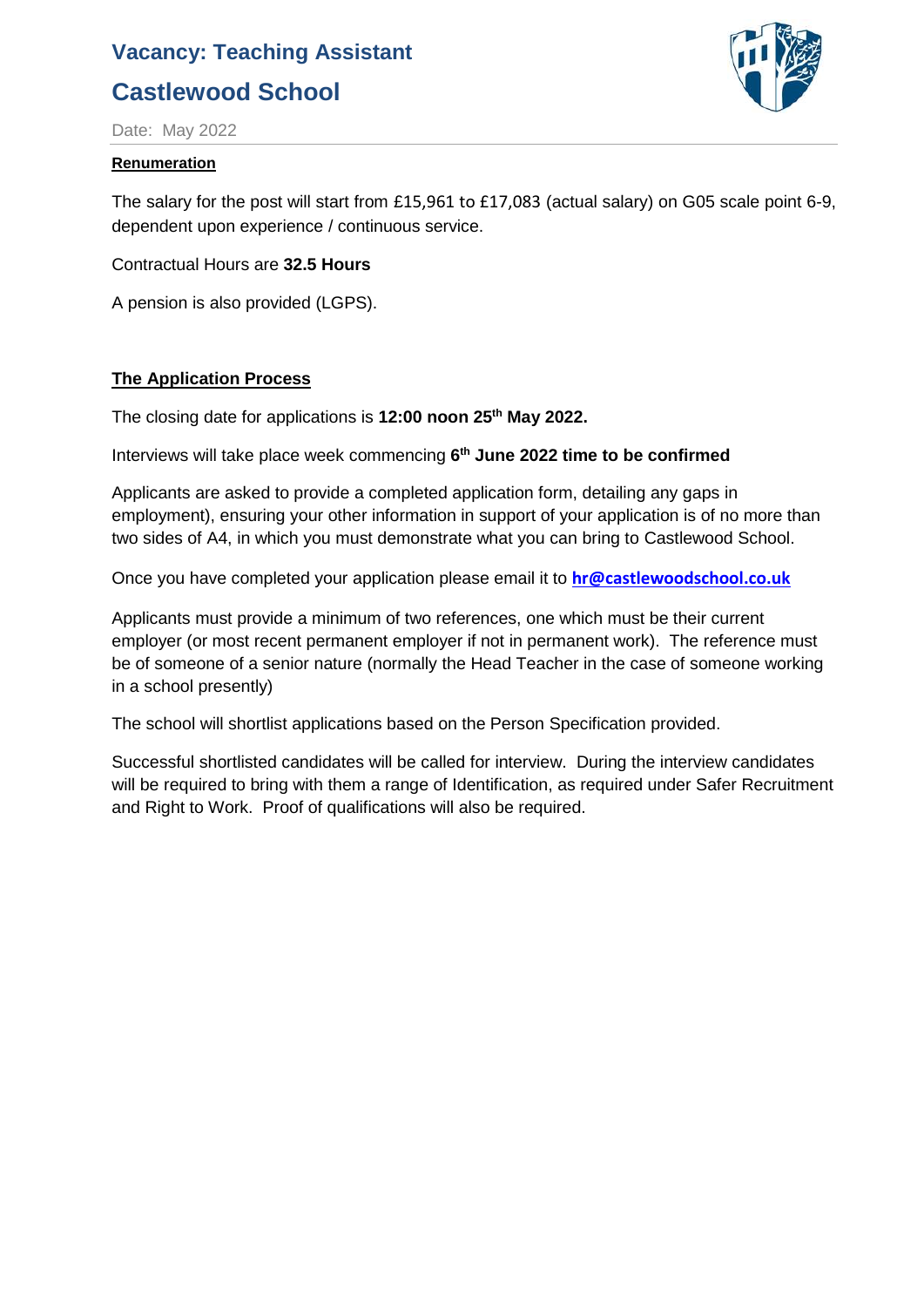## Vacancy: Teaching Assistant

## Castlewood School

Date: May 2022

**Renumeration**

The salary for the post will start from £15,961 to £17,083 (actual salary) on G05 scale point 6-9, dependent upon experience / continuous service.

Contractual Hours are **32.5 Hours**

A pension is also provided (LGPS).

**The Application Process**

The closing date for applications is **12:00 noon 25th May 2022.**

Interviews will take place week commencing **6th June 2022 time to be confirmed**

Applicants are asked to provide a completed application form, detailing any gaps in employment), ensuring your other information in support of your application is of no more than two sides of A4, in which you must demonstrate what you can bring to Castlewood School.

Once you have completed your application please email it to **hr@castlewoodschool.co.uk**

Applicants must provide a minimum of two references, one which must be their current employer (or most recent permanent employer if not in permanent work). The reference must be of someone of a senior nature (normally the Head Teacher in the case of someone working in a school presently)

The school will shortlist applications based on the Person Specification provided.

Successful shortlisted candidates will be called for interview. During the interview candidates will be required to bring with them a range of Identification, as required under Safer Recruitment and Right to Work. Proof of qualifications will also be required.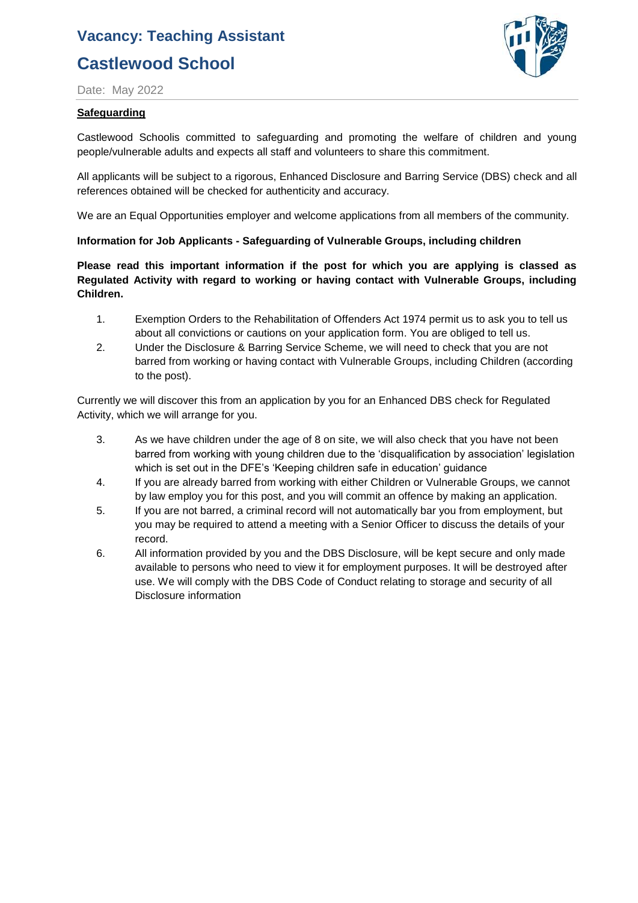# Vacancy: Teaching Assistant

# Castlewood School

Date: May 2022

**Safeguarding**

Castlewood Schoolis committed to safeguarding and promoting the welfare of children and young people/vulnerable adults and expects all staff and volunteers to share this commitment.

All applicants will be subject to a rigorous, Enhanced Disclosure and Barring Service (DBS) check and all references obtained will be checked for authenticity and accuracy.

We are an Equal Opportunities employer and welcome applications from all members of the community.

**Information for Job Applicants - Safeguarding of Vulnerable Groups, including children**

**Please read this important information if the post for which you are applying is classed as Regulated Activity with regard to working or having contact with Vulnerable Groups, including Children.**

1. Exemption Orders to the Rehabilitation of Offenders Act 1974 permit us to ask you to tell us about all convictions or cautions on your application form. You are obliged to tell us.
2. Under the Disclosure & Barring Service Scheme, we will need to check that you are not barred from working or having contact with Vulnerable Groups, including Children (according to the post).

Currently we will discover this from an application by you for an Enhanced DBS check for Regulated Activity, which we will arrange for you.

3. As we have children under the age of 8 on site, we will also check that you have not been barred from working with young children due to the 'disqualification by association' legislation which is set out in the DFE's 'Keeping children safe in education' guidance
4. If you are already barred from working with either Children or Vulnerable Groups, we cannot by law employ you for this post, and you will commit an offence by making an application.
5. If you are not barred, a criminal record will not automatically bar you from employment, but you may be required to attend a meeting with a Senior Officer to discuss the details of your record.
6. All information provided by you and the DBS Disclosure, will be kept secure and only made available to persons who need to view it for employment purposes. It will be destroyed after use. We will comply with the DBS Code of Conduct relating to storage and security of all Disclosure information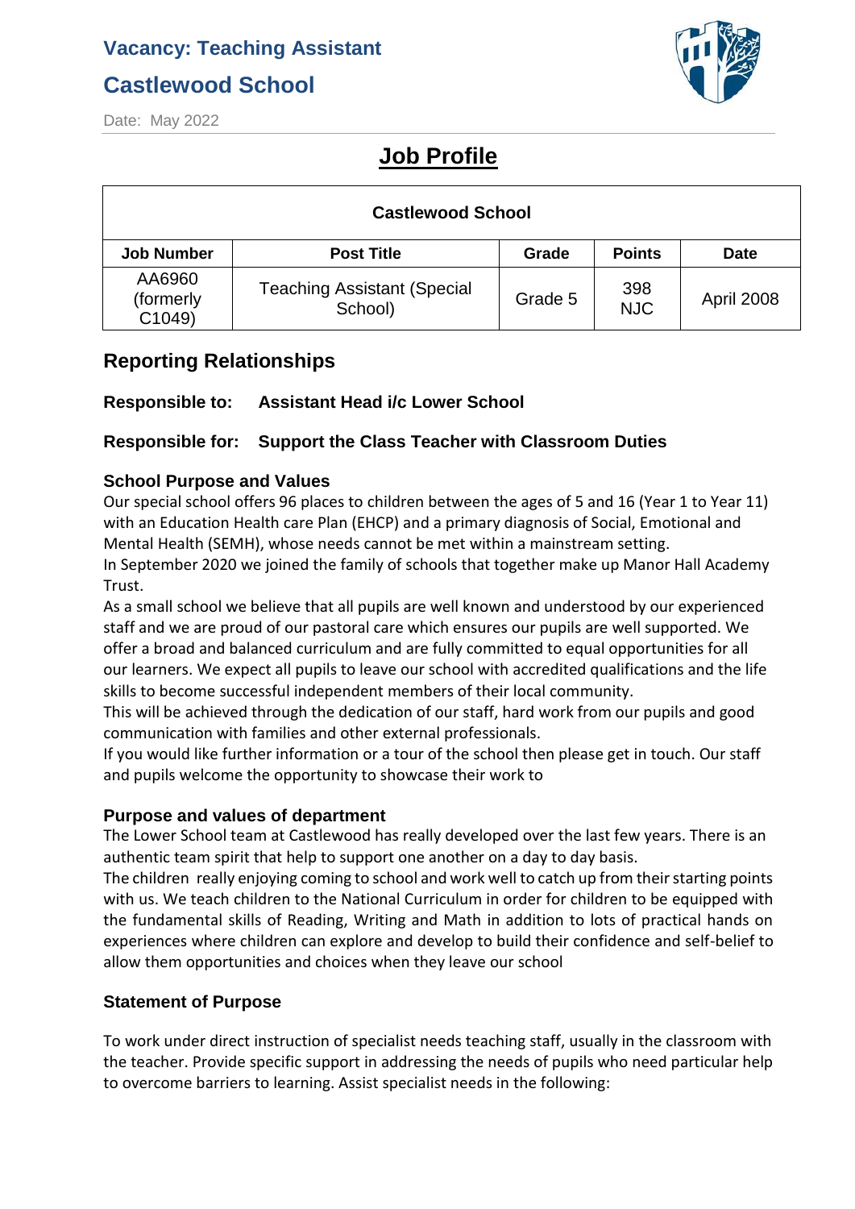## Vacancy: Teaching Assistant

## Castlewood School

Date: May 2022

# Job Profile

| Castlewood School | | | | |
|---|---|---|---|---|
| **Job Number** | **Post Title** | **Grade** | **Points** | **Date** |
| AA6960 (formerly C1049) | Teaching Assistant (Special School) | Grade 5 | 398 NJC | April 2008 |

## Reporting Relationships

**Responsible to: Assistant Head i/c Lower School**

**Responsible for: Support the Class Teacher with Classroom Duties**

### School Purpose and Values

Our special school offers 96 places to children between the ages of 5 and 16 (Year 1 to Year 11) with an Education Health care Plan (EHCP) and a primary diagnosis of Social, Emotional and Mental Health (SEMH), whose needs cannot be met within a mainstream setting.

In September 2020 we joined the family of schools that together make up Manor Hall Academy Trust.

As a small school we believe that all pupils are well known and understood by our experienced staff and we are proud of our pastoral care which ensures our pupils are well supported. We offer a broad and balanced curriculum and are fully committed to equal opportunities for all our learners. We expect all pupils to leave our school with accredited qualifications and the life skills to become successful independent members of their local community.

This will be achieved through the dedication of our staff, hard work from our pupils and good communication with families and other external professionals.

If you would like further information or a tour of the school then please get in touch. Our staff and pupils welcome the opportunity to showcase their work to

### Purpose and values of department

The Lower School team at Castlewood has really developed over the last few years. There is an authentic team spirit that help to support one another on a day to day basis.

The children really enjoying coming to school and work well to catch up from their starting points with us. We teach children to the National Curriculum in order for children to be equipped with the fundamental skills of Reading, Writing and Math in addition to lots of practical hands on experiences where children can explore and develop to build their confidence and self-belief to allow them opportunities and choices when they leave our school

### Statement of Purpose

To work under direct instruction of specialist needs teaching staff, usually in the classroom with the teacher. Provide specific support in addressing the needs of pupils who need particular help to overcome barriers to learning. Assist specialist needs in the following: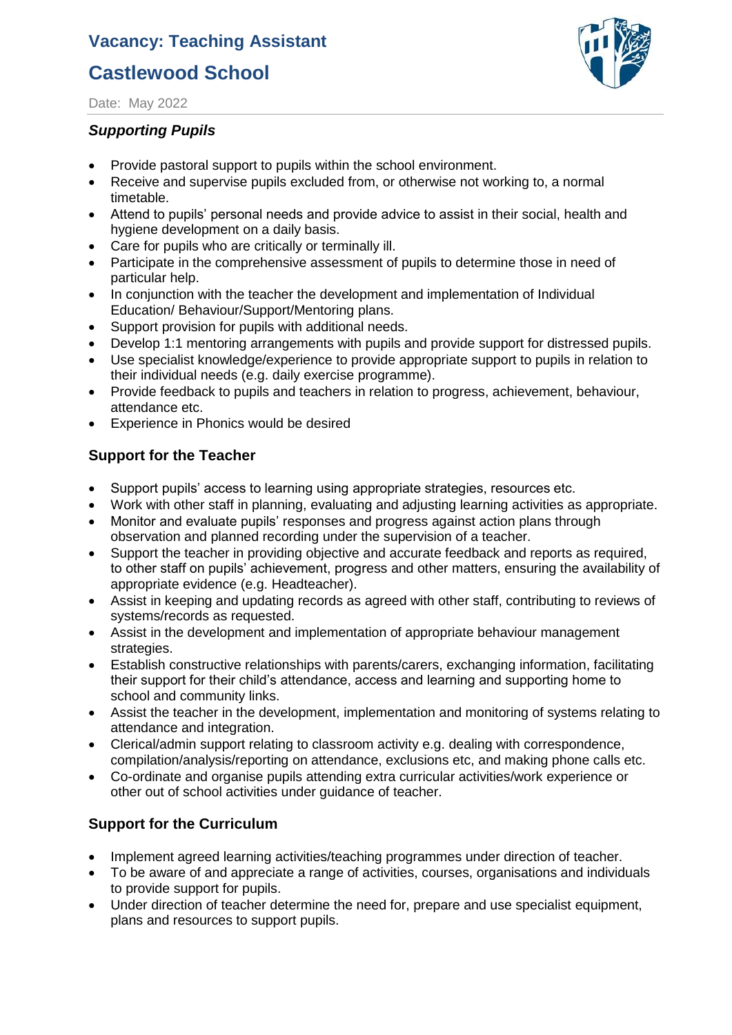# Vacancy: Teaching Assistant

# Castlewood School

Date: May 2022

### *Supporting Pupils*

- Provide pastoral support to pupils within the school environment.
- Receive and supervise pupils excluded from, or otherwise not working to, a normal timetable.
- Attend to pupils' personal needs and provide advice to assist in their social, health and hygiene development on a daily basis.
- Care for pupils who are critically or terminally ill.
- Participate in the comprehensive assessment of pupils to determine those in need of particular help.
- In conjunction with the teacher the development and implementation of Individual Education/ Behaviour/Support/Mentoring plans.
- Support provision for pupils with additional needs.
- Develop 1:1 mentoring arrangements with pupils and provide support for distressed pupils.
- Use specialist knowledge/experience to provide appropriate support to pupils in relation to their individual needs (e.g. daily exercise programme).
- Provide feedback to pupils and teachers in relation to progress, achievement, behaviour, attendance etc.
- Experience in Phonics would be desired

### Support for the Teacher

- Support pupils' access to learning using appropriate strategies, resources etc.
- Work with other staff in planning, evaluating and adjusting learning activities as appropriate.
- Monitor and evaluate pupils' responses and progress against action plans through observation and planned recording under the supervision of a teacher.
- Support the teacher in providing objective and accurate feedback and reports as required, to other staff on pupils' achievement, progress and other matters, ensuring the availability of appropriate evidence (e.g. Headteacher).
- Assist in keeping and updating records as agreed with other staff, contributing to reviews of systems/records as requested.
- Assist in the development and implementation of appropriate behaviour management strategies.
- Establish constructive relationships with parents/carers, exchanging information, facilitating their support for their child's attendance, access and learning and supporting home to school and community links.
- Assist the teacher in the development, implementation and monitoring of systems relating to attendance and integration.
- Clerical/admin support relating to classroom activity e.g. dealing with correspondence, compilation/analysis/reporting on attendance, exclusions etc, and making phone calls etc.
- Co-ordinate and organise pupils attending extra curricular activities/work experience or other out of school activities under guidance of teacher.

### Support for the Curriculum

- Implement agreed learning activities/teaching programmes under direction of teacher.
- To be aware of and appreciate a range of activities, courses, organisations and individuals to provide support for pupils.
- Under direction of teacher determine the need for, prepare and use specialist equipment, plans and resources to support pupils.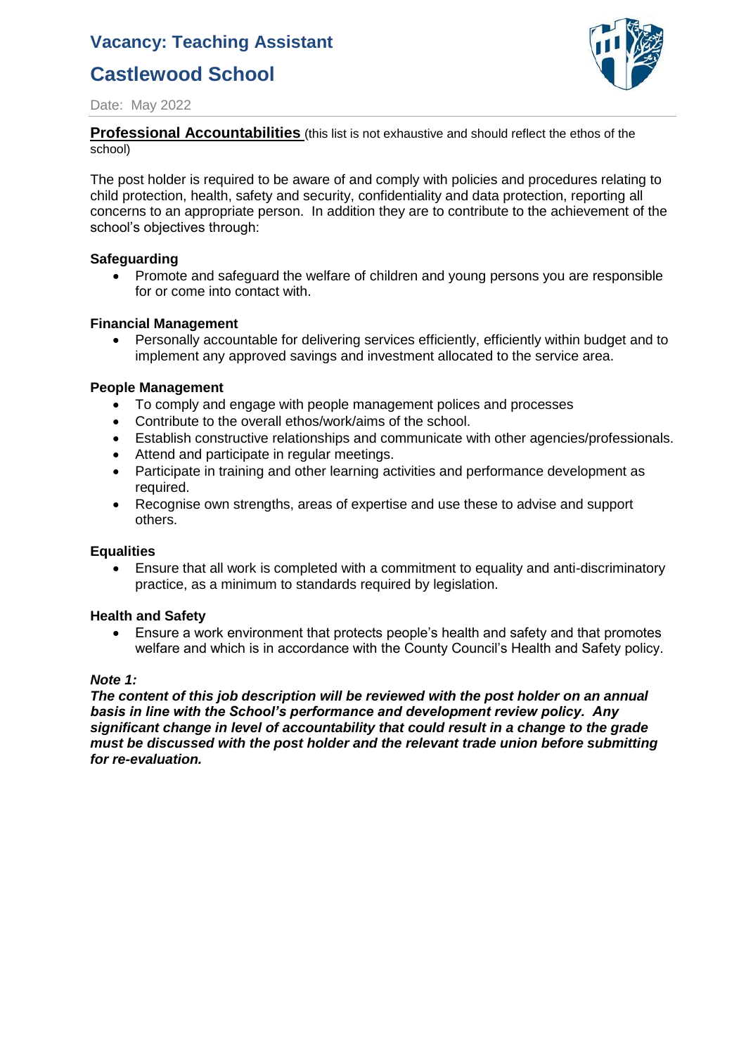# Vacancy: Teaching Assistant

# Castlewood School

Date: May 2022

**Professional Accountabilities** (this list is not exhaustive and should reflect the ethos of the school)

The post holder is required to be aware of and comply with policies and procedures relating to child protection, health, safety and security, confidentiality and data protection, reporting all concerns to an appropriate person. In addition they are to contribute to the achievement of the school's objectives through:

**Safeguarding**

- Promote and safeguard the welfare of children and young persons you are responsible for or come into contact with.

**Financial Management**

- Personally accountable for delivering services efficiently, efficiently within budget and to implement any approved savings and investment allocated to the service area.

**People Management**

- To comply and engage with people management polices and processes
- Contribute to the overall ethos/work/aims of the school.
- Establish constructive relationships and communicate with other agencies/professionals.
- Attend and participate in regular meetings.
- Participate in training and other learning activities and performance development as required.
- Recognise own strengths, areas of expertise and use these to advise and support others.

**Equalities**

- Ensure that all work is completed with a commitment to equality and anti-discriminatory practice, as a minimum to standards required by legislation.

**Health and Safety**

- Ensure a work environment that protects people's health and safety and that promotes welfare and which is in accordance with the County Council's Health and Safety policy.

***Note 1:***

***The content of this job description will be reviewed with the post holder on an annual basis in line with the School's performance and development review policy. Any significant change in level of accountability that could result in a change to the grade must be discussed with the post holder and the relevant trade union before submitting for re-evaluation.***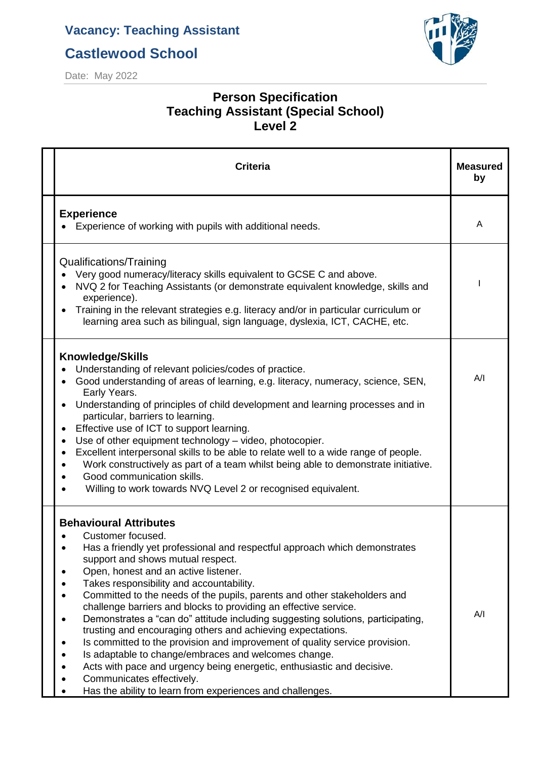# Vacancy: Teaching Assistant

## Castlewood School

Date: May 2022

## Person Specification
## Teaching Assistant (Special School)
## Level 2

| Criteria | Measured by |
|---|---|
| **Experience**<br>• Experience of working with pupils with additional needs. | A |
| Qualifications/Training<br>• Very good numeracy/literacy skills equivalent to GCSE C and above.<br>• NVQ 2 for Teaching Assistants (or demonstrate equivalent knowledge, skills and experience).<br>• Training in the relevant strategies e.g. literacy and/or in particular curriculum or learning area such as bilingual, sign language, dyslexia, ICT, CACHE, etc. | I |
| **Knowledge/Skills**<br>• Understanding of relevant policies/codes of practice.<br>• Good understanding of areas of learning, e.g. literacy, numeracy, science, SEN, Early Years.<br>• Understanding of principles of child development and learning processes and in particular, barriers to learning.<br>• Effective use of ICT to support learning.<br>• Use of other equipment technology – video, photocopier.<br>• Excellent interpersonal skills to be able to relate well to a wide range of people.<br>• Work constructively as part of a team whilst being able to demonstrate initiative.<br>• Good communication skills.<br>• Willing to work towards NVQ Level 2 or recognised equivalent. | A/I |
| **Behavioural Attributes**<br>• Customer focused.<br>• Has a friendly yet professional and respectful approach which demonstrates support and shows mutual respect.<br>• Open, honest and an active listener.<br>• Takes responsibility and accountability.<br>• Committed to the needs of the pupils, parents and other stakeholders and challenge barriers and blocks to providing an effective service.<br>• Demonstrates a "can do" attitude including suggesting solutions, participating, trusting and encouraging others and achieving expectations.<br>• Is committed to the provision and improvement of quality service provision.<br>• Is adaptable to change/embraces and welcomes change.<br>• Acts with pace and urgency being energetic, enthusiastic and decisive.<br>• Communicates effectively.<br>• Has the ability to learn from experiences and challenges. | A/I |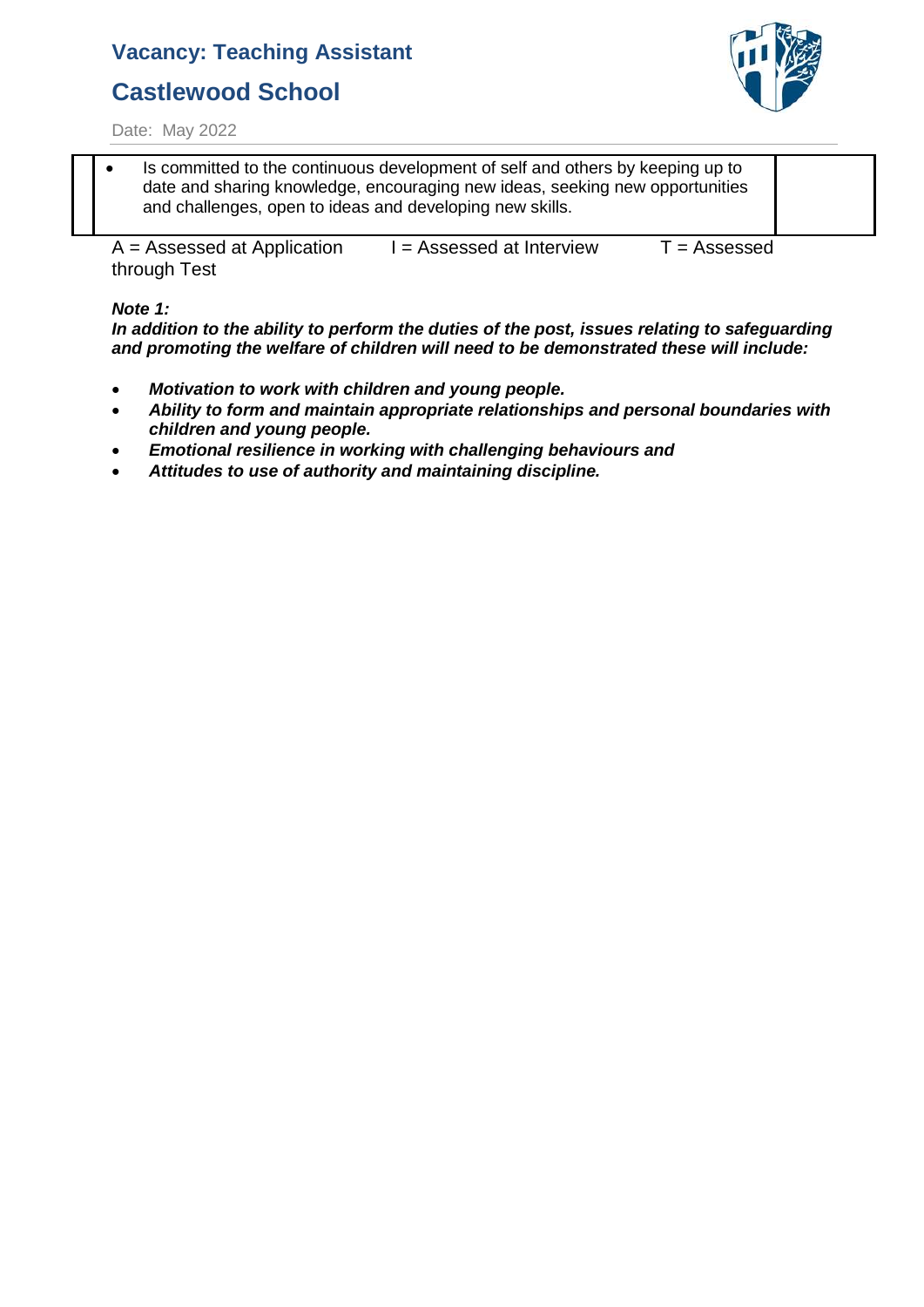| | |
|---|---|
| • Is committed to the continuous development of self and others by keeping up to date and sharing knowledge, encouraging new ideas, seeking new opportunities and challenges, open to ideas and developing new skills. | |

A = Assessed at Application    I = Assessed at Interview    T = Assessed through Test

***Note 1:***

***In addition to the ability to perform the duties of the post, issues relating to safeguarding and promoting the welfare of children will need to be demonstrated these will include:***

- ***Motivation to work with children and young people.***
- ***Ability to form and maintain appropriate relationships and personal boundaries with children and young people.***
- ***Emotional resilience in working with challenging behaviours and***
- ***Attitudes to use of authority and maintaining discipline.***